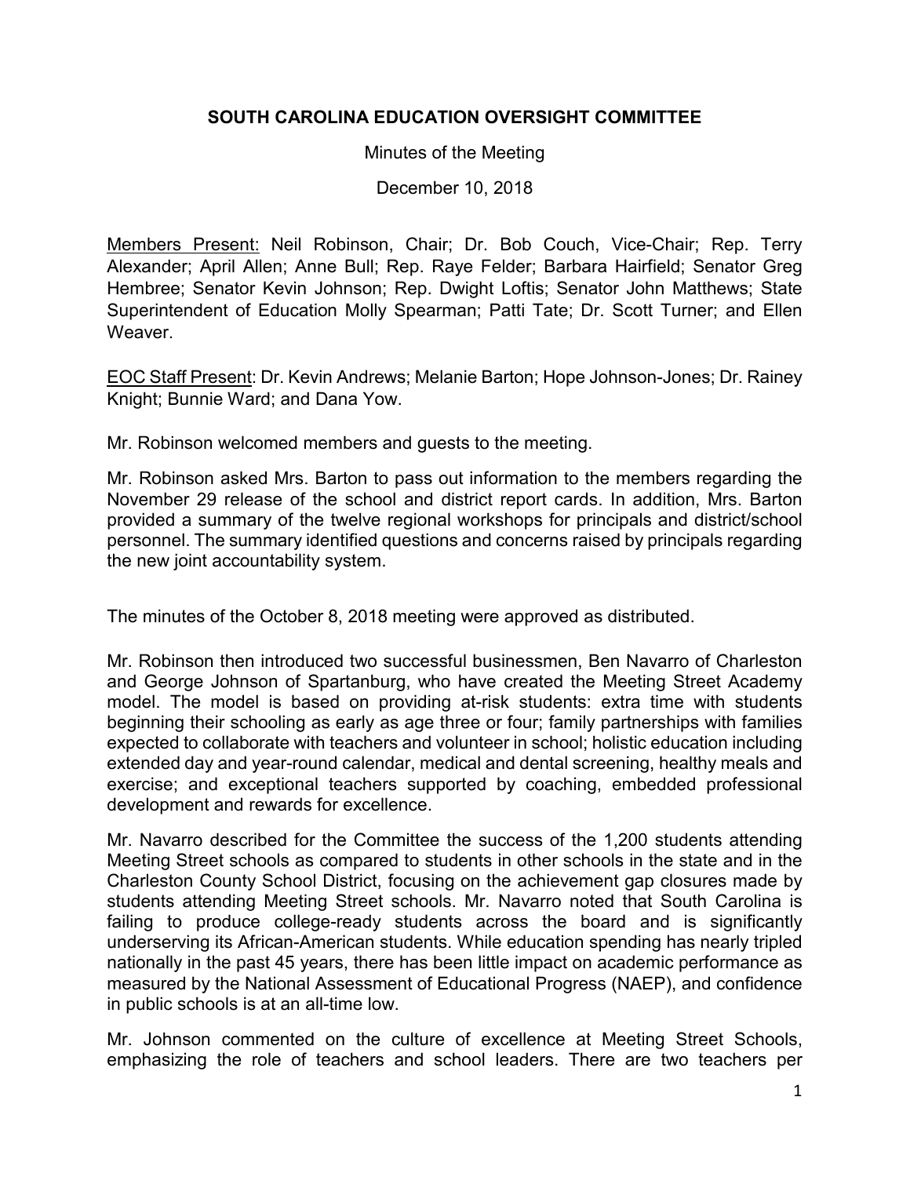**SOUTH CAROLINA EDUCATION OVERSIGHT COMMITTEE**

Minutes of the Meeting

December 10, 2018

Members Present: Neil Robinson, Chair; Dr. Bob Couch, Vice-Chair; Rep. Terry Alexander; April Allen; Anne Bull; Rep. Raye Felder; Barbara Hairfield; Senator Greg Hembree; Senator Kevin Johnson; Rep. Dwight Loftis; Senator John Matthews; State Superintendent of Education Molly Spearman; Patti Tate; Dr. Scott Turner; and Ellen Weaver.

EOC Staff Present: Dr. Kevin Andrews; Melanie Barton; Hope Johnson-Jones; Dr. Rainey Knight; Bunnie Ward; and Dana Yow.

Mr. Robinson welcomed members and guests to the meeting.

Mr. Robinson asked Mrs. Barton to pass out information to the members regarding the November 29 release of the school and district report cards. In addition, Mrs. Barton provided a summary of the twelve regional workshops for principals and district/school personnel. The summary identified questions and concerns raised by principals regarding the new joint accountability system.

The minutes of the October 8, 2018 meeting were approved as distributed.

Mr. Robinson then introduced two successful businessmen, Ben Navarro of Charleston and George Johnson of Spartanburg, who have created the Meeting Street Academy model. The model is based on providing at-risk students: extra time with students beginning their schooling as early as age three or four; family partnerships with families expected to collaborate with teachers and volunteer in school; holistic education including extended day and year-round calendar, medical and dental screening, healthy meals and exercise; and exceptional teachers supported by coaching, embedded professional development and rewards for excellence.

Mr. Navarro described for the Committee the success of the 1,200 students attending Meeting Street schools as compared to students in other schools in the state and in the Charleston County School District, focusing on the achievement gap closures made by students attending Meeting Street schools. Mr. Navarro noted that South Carolina is failing to produce college-ready students across the board and is significantly underserving its African-American students. While education spending has nearly tripled nationally in the past 45 years, there has been little impact on academic performance as measured by the National Assessment of Educational Progress (NAEP), and confidence in public schools is at an all-time low.

Mr. Johnson commented on the culture of excellence at Meeting Street Schools, emphasizing the role of teachers and school leaders. There are two teachers per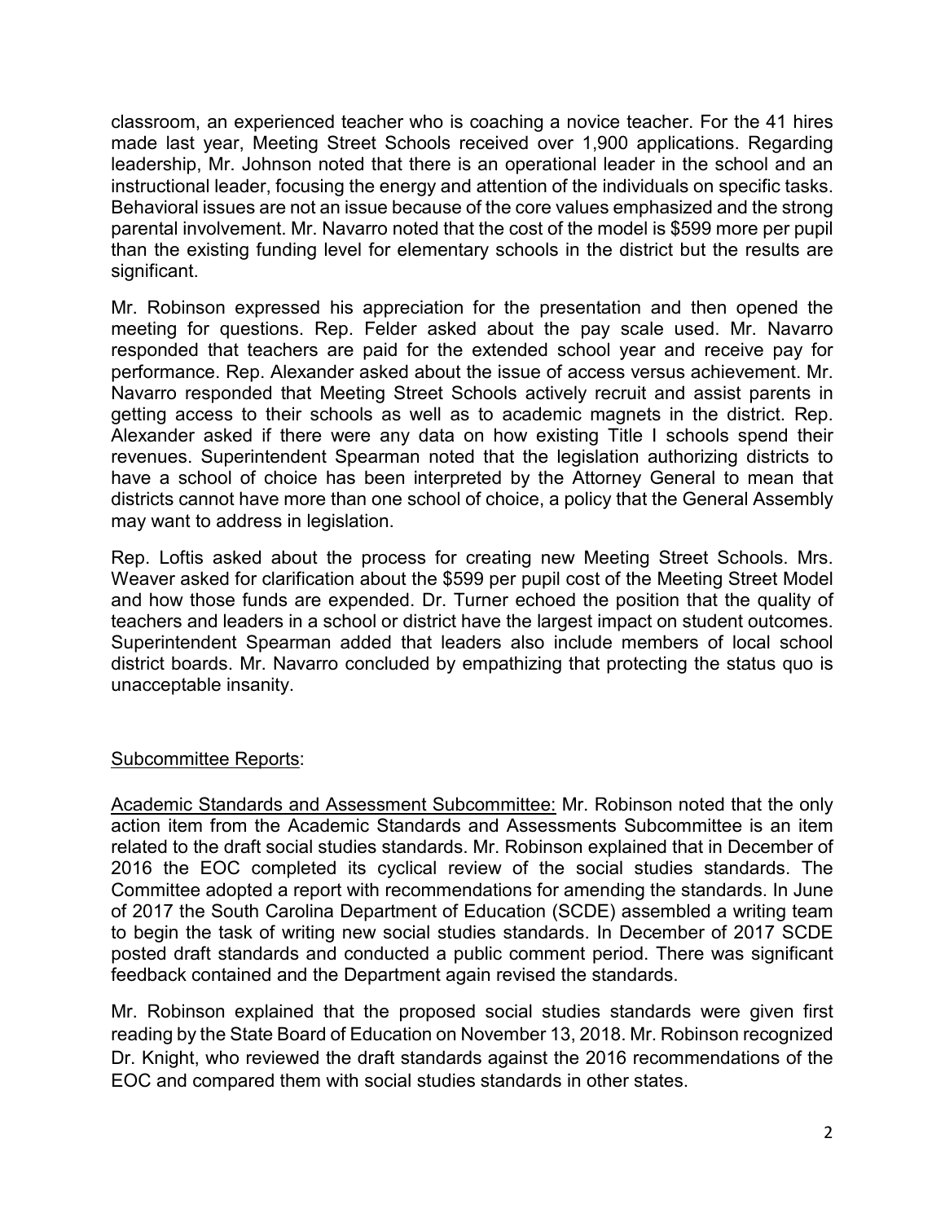classroom, an experienced teacher who is coaching a novice teacher. For the 41 hires made last year, Meeting Street Schools received over 1,900 applications. Regarding leadership, Mr. Johnson noted that there is an operational leader in the school and an instructional leader, focusing the energy and attention of the individuals on specific tasks. Behavioral issues are not an issue because of the core values emphasized and the strong parental involvement. Mr. Navarro noted that the cost of the model is $599 more per pupil than the existing funding level for elementary schools in the district but the results are significant.

Mr. Robinson expressed his appreciation for the presentation and then opened the meeting for questions. Rep. Felder asked about the pay scale used. Mr. Navarro responded that teachers are paid for the extended school year and receive pay for performance. Rep. Alexander asked about the issue of access versus achievement. Mr. Navarro responded that Meeting Street Schools actively recruit and assist parents in getting access to their schools as well as to academic magnets in the district. Rep. Alexander asked if there were any data on how existing Title I schools spend their revenues. Superintendent Spearman noted that the legislation authorizing districts to have a school of choice has been interpreted by the Attorney General to mean that districts cannot have more than one school of choice, a policy that the General Assembly may want to address in legislation.

Rep. Loftis asked about the process for creating new Meeting Street Schools. Mrs. Weaver asked for clarification about the $599 per pupil cost of the Meeting Street Model and how those funds are expended. Dr. Turner echoed the position that the quality of teachers and leaders in a school or district have the largest impact on student outcomes. Superintendent Spearman added that leaders also include members of local school district boards. Mr. Navarro concluded by empathizing that protecting the status quo is unacceptable insanity.

<u>Subcommittee Reports</u>:

<u>Academic Standards and Assessment Subcommittee:</u> Mr. Robinson noted that the only action item from the Academic Standards and Assessments Subcommittee is an item related to the draft social studies standards. Mr. Robinson explained that in December of 2016 the EOC completed its cyclical review of the social studies standards. The Committee adopted a report with recommendations for amending the standards. In June of 2017 the South Carolina Department of Education (SCDE) assembled a writing team to begin the task of writing new social studies standards. In December of 2017 SCDE posted draft standards and conducted a public comment period. There was significant feedback contained and the Department again revised the standards.

Mr. Robinson explained that the proposed social studies standards were given first reading by the State Board of Education on November 13, 2018. Mr. Robinson recognized Dr. Knight, who reviewed the draft standards against the 2016 recommendations of the EOC and compared them with social studies standards in other states.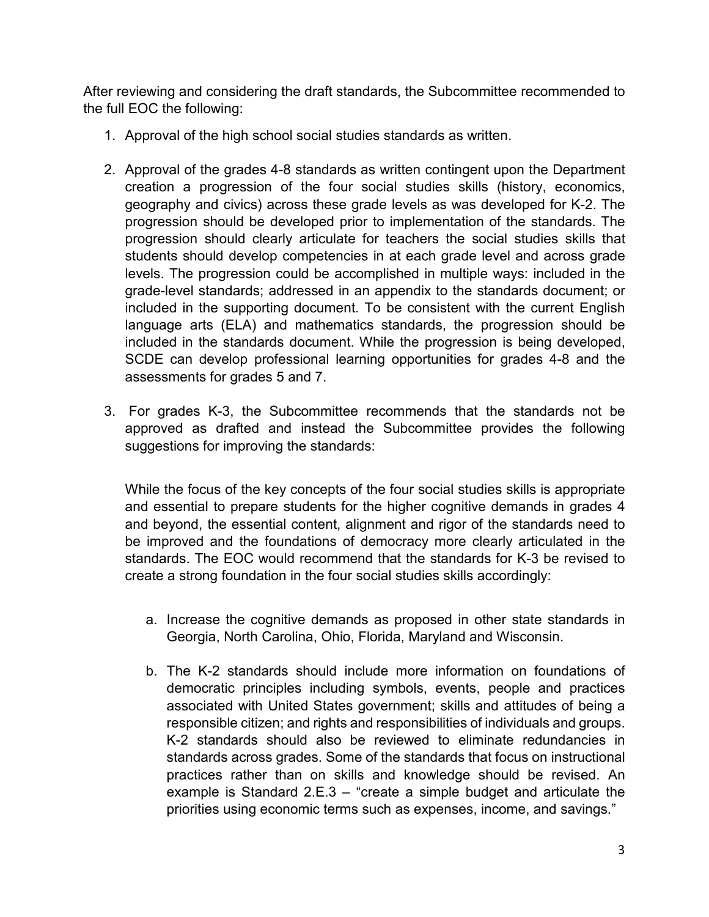After reviewing and considering the draft standards, the Subcommittee recommended to the full EOC the following:

1. Approval of the high school social studies standards as written.

2. Approval of the grades 4-8 standards as written contingent upon the Department creation a progression of the four social studies skills (history, economics, geography and civics) across these grade levels as was developed for K-2. The progression should be developed prior to implementation of the standards. The progression should clearly articulate for teachers the social studies skills that students should develop competencies in at each grade level and across grade levels. The progression could be accomplished in multiple ways: included in the grade-level standards; addressed in an appendix to the standards document; or included in the supporting document. To be consistent with the current English language arts (ELA) and mathematics standards, the progression should be included in the standards document. While the progression is being developed, SCDE can develop professional learning opportunities for grades 4-8 and the assessments for grades 5 and 7.

3. For grades K-3, the Subcommittee recommends that the standards not be approved as drafted and instead the Subcommittee provides the following suggestions for improving the standards:

   While the focus of the key concepts of the four social studies skills is appropriate and essential to prepare students for the higher cognitive demands in grades 4 and beyond, the essential content, alignment and rigor of the standards need to be improved and the foundations of democracy more clearly articulated in the standards. The EOC would recommend that the standards for K-3 be revised to create a strong foundation in the four social studies skills accordingly:

   a. Increase the cognitive demands as proposed in other state standards in Georgia, North Carolina, Ohio, Florida, Maryland and Wisconsin.

   b. The K-2 standards should include more information on foundations of democratic principles including symbols, events, people and practices associated with United States government; skills and attitudes of being a responsible citizen; and rights and responsibilities of individuals and groups. K-2 standards should also be reviewed to eliminate redundancies in standards across grades. Some of the standards that focus on instructional practices rather than on skills and knowledge should be revised. An example is Standard 2.E.3 – "create a simple budget and articulate the priorities using economic terms such as expenses, income, and savings."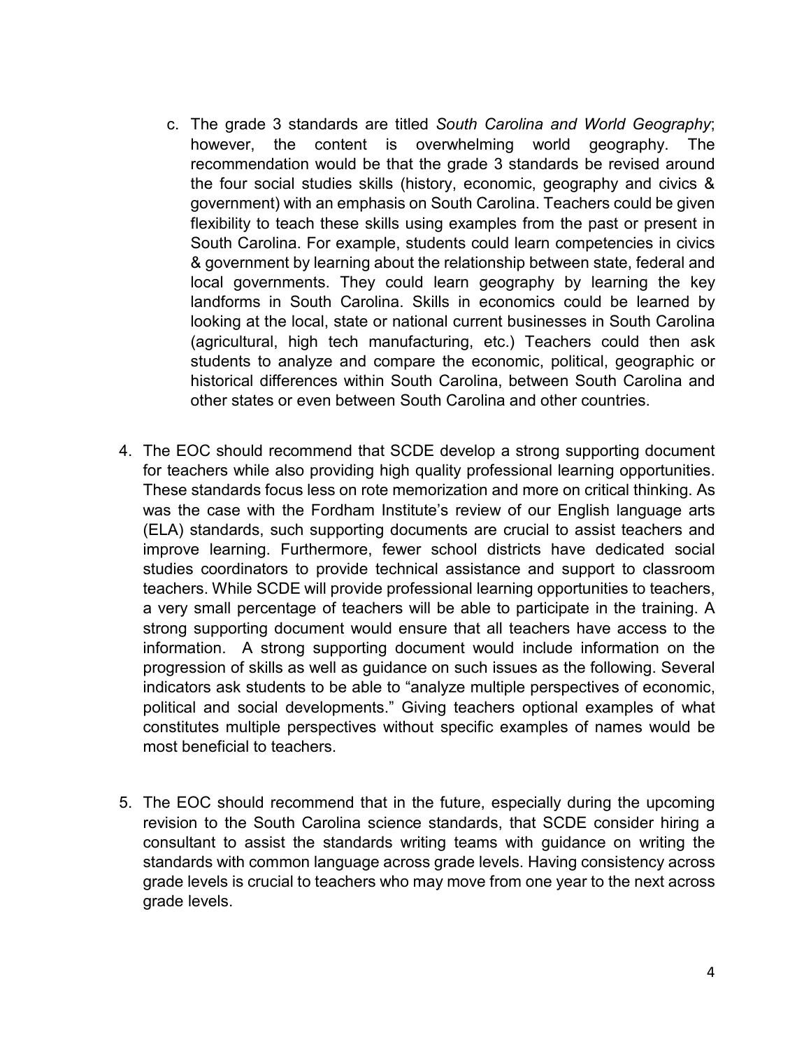c. The grade 3 standards are titled *South Carolina and World Geography*; however, the content is overwhelming world geography. The recommendation would be that the grade 3 standards be revised around the four social studies skills (history, economic, geography and civics & government) with an emphasis on South Carolina. Teachers could be given flexibility to teach these skills using examples from the past or present in South Carolina. For example, students could learn competencies in civics & government by learning about the relationship between state, federal and local governments. They could learn geography by learning the key landforms in South Carolina. Skills in economics could be learned by looking at the local, state or national current businesses in South Carolina (agricultural, high tech manufacturing, etc.) Teachers could then ask students to analyze and compare the economic, political, geographic or historical differences within South Carolina, between South Carolina and other states or even between South Carolina and other countries.

4. The EOC should recommend that SCDE develop a strong supporting document for teachers while also providing high quality professional learning opportunities. These standards focus less on rote memorization and more on critical thinking. As was the case with the Fordham Institute's review of our English language arts (ELA) standards, such supporting documents are crucial to assist teachers and improve learning. Furthermore, fewer school districts have dedicated social studies coordinators to provide technical assistance and support to classroom teachers. While SCDE will provide professional learning opportunities to teachers, a very small percentage of teachers will be able to participate in the training. A strong supporting document would ensure that all teachers have access to the information. A strong supporting document would include information on the progression of skills as well as guidance on such issues as the following. Several indicators ask students to be able to "analyze multiple perspectives of economic, political and social developments." Giving teachers optional examples of what constitutes multiple perspectives without specific examples of names would be most beneficial to teachers.

5. The EOC should recommend that in the future, especially during the upcoming revision to the South Carolina science standards, that SCDE consider hiring a consultant to assist the standards writing teams with guidance on writing the standards with common language across grade levels. Having consistency across grade levels is crucial to teachers who may move from one year to the next across grade levels.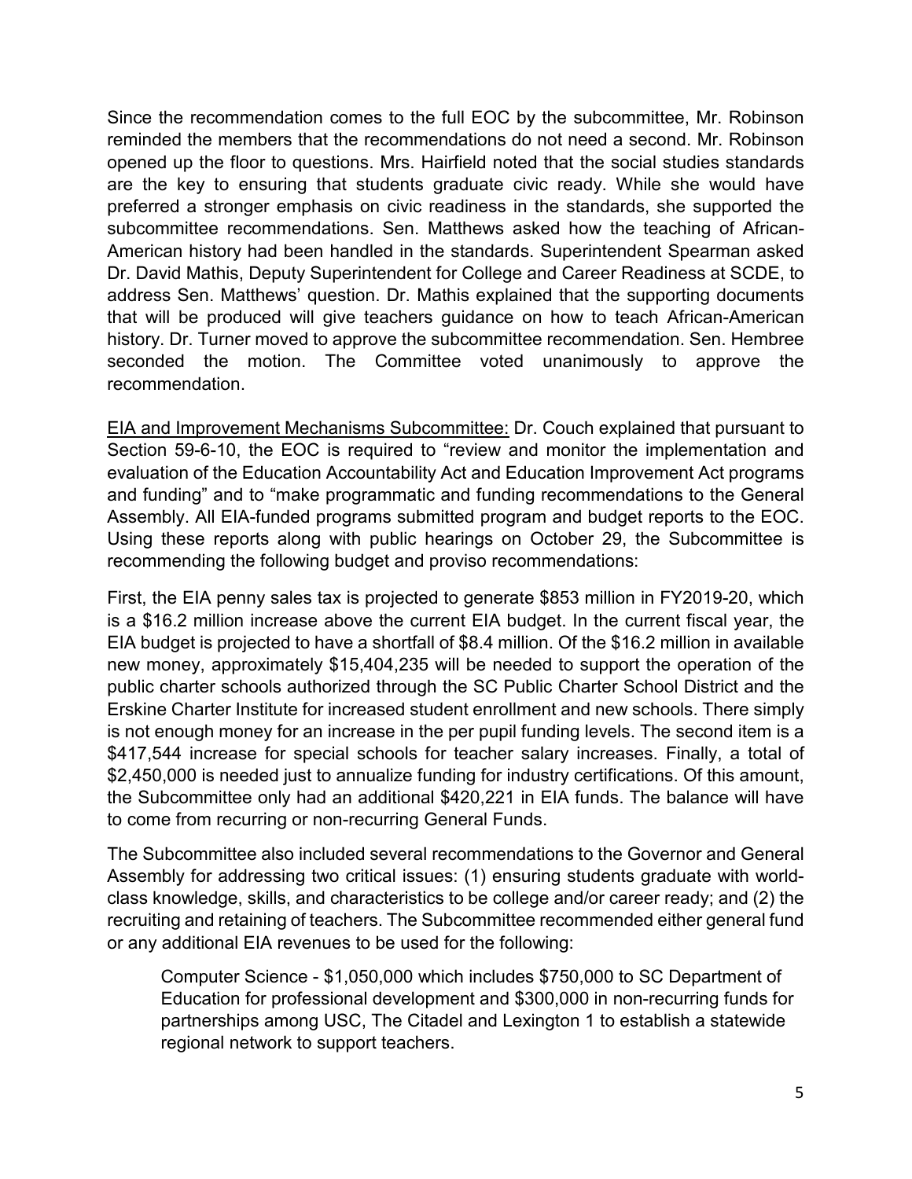Since the recommendation comes to the full EOC by the subcommittee, Mr. Robinson reminded the members that the recommendations do not need a second. Mr. Robinson opened up the floor to questions. Mrs. Hairfield noted that the social studies standards are the key to ensuring that students graduate civic ready. While she would have preferred a stronger emphasis on civic readiness in the standards, she supported the subcommittee recommendations. Sen. Matthews asked how the teaching of African-American history had been handled in the standards. Superintendent Spearman asked Dr. David Mathis, Deputy Superintendent for College and Career Readiness at SCDE, to address Sen. Matthews' question. Dr. Mathis explained that the supporting documents that will be produced will give teachers guidance on how to teach African-American history. Dr. Turner moved to approve the subcommittee recommendation. Sen. Hembree seconded the motion. The Committee voted unanimously to approve the recommendation.

<u>EIA and Improvement Mechanisms Subcommittee:</u> Dr. Couch explained that pursuant to Section 59-6-10, the EOC is required to "review and monitor the implementation and evaluation of the Education Accountability Act and Education Improvement Act programs and funding" and to "make programmatic and funding recommendations to the General Assembly. All EIA-funded programs submitted program and budget reports to the EOC. Using these reports along with public hearings on October 29, the Subcommittee is recommending the following budget and proviso recommendations:

First, the EIA penny sales tax is projected to generate $853 million in FY2019-20, which is a $16.2 million increase above the current EIA budget. In the current fiscal year, the EIA budget is projected to have a shortfall of $8.4 million. Of the $16.2 million in available new money, approximately $15,404,235 will be needed to support the operation of the public charter schools authorized through the SC Public Charter School District and the Erskine Charter Institute for increased student enrollment and new schools. There simply is not enough money for an increase in the per pupil funding levels. The second item is a $417,544 increase for special schools for teacher salary increases. Finally, a total of $2,450,000 is needed just to annualize funding for industry certifications. Of this amount, the Subcommittee only had an additional $420,221 in EIA funds. The balance will have to come from recurring or non-recurring General Funds.

The Subcommittee also included several recommendations to the Governor and General Assembly for addressing two critical issues: (1) ensuring students graduate with world-class knowledge, skills, and characteristics to be college and/or career ready; and (2) the recruiting and retaining of teachers. The Subcommittee recommended either general fund or any additional EIA revenues to be used for the following:

> Computer Science - $1,050,000 which includes $750,000 to SC Department of Education for professional development and $300,000 in non-recurring funds for partnerships among USC, The Citadel and Lexington 1 to establish a statewide regional network to support teachers.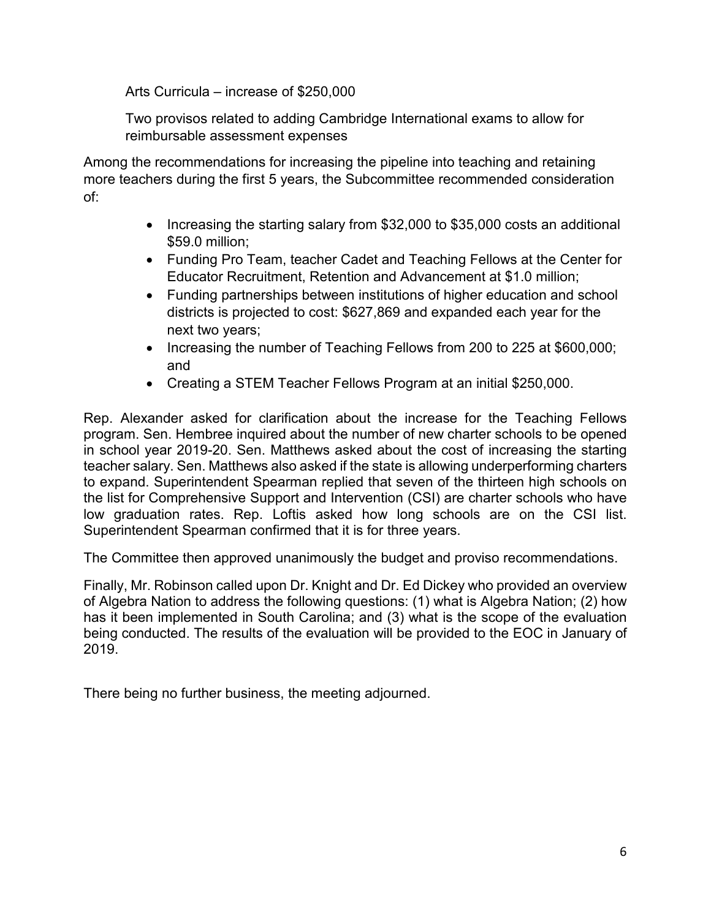Arts Curricula – increase of $250,000

Two provisos related to adding Cambridge International exams to allow for reimbursable assessment expenses

Among the recommendations for increasing the pipeline into teaching and retaining more teachers during the first 5 years, the Subcommittee recommended consideration of:

- Increasing the starting salary from $32,000 to $35,000 costs an additional $59.0 million;
- Funding Pro Team, teacher Cadet and Teaching Fellows at the Center for Educator Recruitment, Retention and Advancement at $1.0 million;
- Funding partnerships between institutions of higher education and school districts is projected to cost: $627,869 and expanded each year for the next two years;
- Increasing the number of Teaching Fellows from 200 to 225 at $600,000; and
- Creating a STEM Teacher Fellows Program at an initial $250,000.

Rep. Alexander asked for clarification about the increase for the Teaching Fellows program. Sen. Hembree inquired about the number of new charter schools to be opened in school year 2019-20. Sen. Matthews asked about the cost of increasing the starting teacher salary. Sen. Matthews also asked if the state is allowing underperforming charters to expand. Superintendent Spearman replied that seven of the thirteen high schools on the list for Comprehensive Support and Intervention (CSI) are charter schools who have low graduation rates. Rep. Loftis asked how long schools are on the CSI list. Superintendent Spearman confirmed that it is for three years.

The Committee then approved unanimously the budget and proviso recommendations.

Finally, Mr. Robinson called upon Dr. Knight and Dr. Ed Dickey who provided an overview of Algebra Nation to address the following questions: (1) what is Algebra Nation; (2) how has it been implemented in South Carolina; and (3) what is the scope of the evaluation being conducted. The results of the evaluation will be provided to the EOC in January of 2019.

There being no further business, the meeting adjourned.